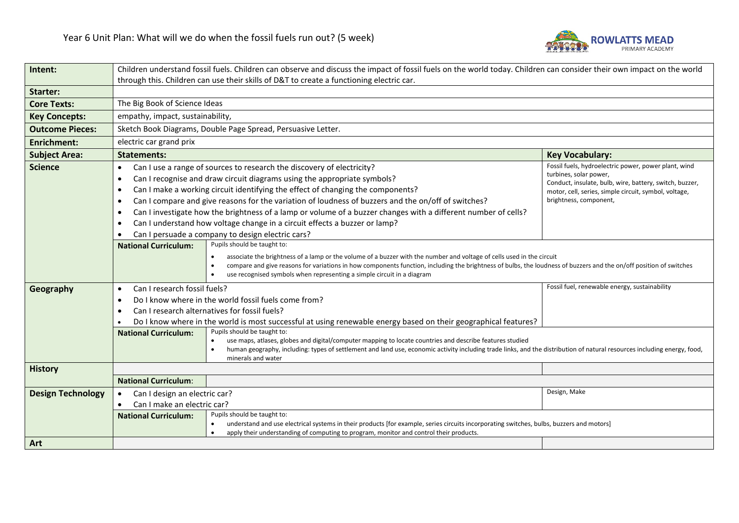# Year 6 Unit Plan: What will we do when the fossil fuels run out? (5 week)

ROWLATTS MEAD PRIMARY ACADEMY

| **Intent:** | Children understand fossil fuels. Children can observe and discuss the impact of fossil fuels on the world today. Children can consider their own impact on the world through this. Children can use their skills of D&T to create a functioning electric car. | | |
|---|---|---|---|
| **Starter:** | | | |
| **Core Texts:** | The Big Book of Science Ideas | | |
| **Key Concepts:** | empathy, impact, sustainability, | | |
| **Outcome Pieces:** | Sketch Book Diagrams, Double Page Spread, Persuasive Letter. | | |
| **Enrichment:** | electric car grand prix | | |
| **Subject Area:** | **Statements:** | | **Key Vocabulary:** |
| **Science** | • Can I use a range of sources to research the discovery of electricity?<br>• Can I recognise and draw circuit diagrams using the appropriate symbols?<br>• Can I make a working circuit identifying the effect of changing the components?<br>• Can I compare and give reasons for the variation of loudness of buzzers and the on/off of switches?<br>• Can I investigate how the brightness of a lamp or volume of a buzzer changes with a different number of cells?<br>• Can I understand how voltage change in a circuit effects a buzzer or lamp?<br>• Can I persuade a company to design electric cars? | | Fossil fuels, hydroelectric power, power plant, wind turbines, solar power,<br>Conduct, insulate, bulb, wire, battery, switch, buzzer, motor, cell, series, simple circuit, symbol, voltage, brightness, component, |
| | **National Curriculum:** | Pupils should be taught to:<br>• associate the brightness of a lamp or the volume of a buzzer with the number and voltage of cells used in the circuit<br>• compare and give reasons for variations in how components function, including the brightness of bulbs, the loudness of buzzers and the on/off position of switches<br>• use recognised symbols when representing a simple circuit in a diagram | |
| **Geography** | • Can I research fossil fuels?<br>• Do I know where in the world fossil fuels come from?<br>• Can I research alternatives for fossil fuels?<br>• Do I know where in the world is most successful at using renewable energy based on their geographical features? | | Fossil fuel, renewable energy, sustainability |
| | **National Curriculum:** | Pupils should be taught to:<br>• use maps, atlases, globes and digital/computer mapping to locate countries and describe features studied<br>• human geography, including: types of settlement and land use, economic activity including trade links, and the distribution of natural resources including energy, food, minerals and water | |
| **History** | | | |
| | **National Curriculum**: | | |
| **Design Technology** | • Can I design an electric car?<br>• Can I make an electric car? | | Design, Make |
| | **National Curriculum:** | Pupils should be taught to:<br>• understand and use electrical systems in their products [for example, series circuits incorporating switches, bulbs, buzzers and motors]<br>• apply their understanding of computing to program, monitor and control their products. | |
| **Art** | | | |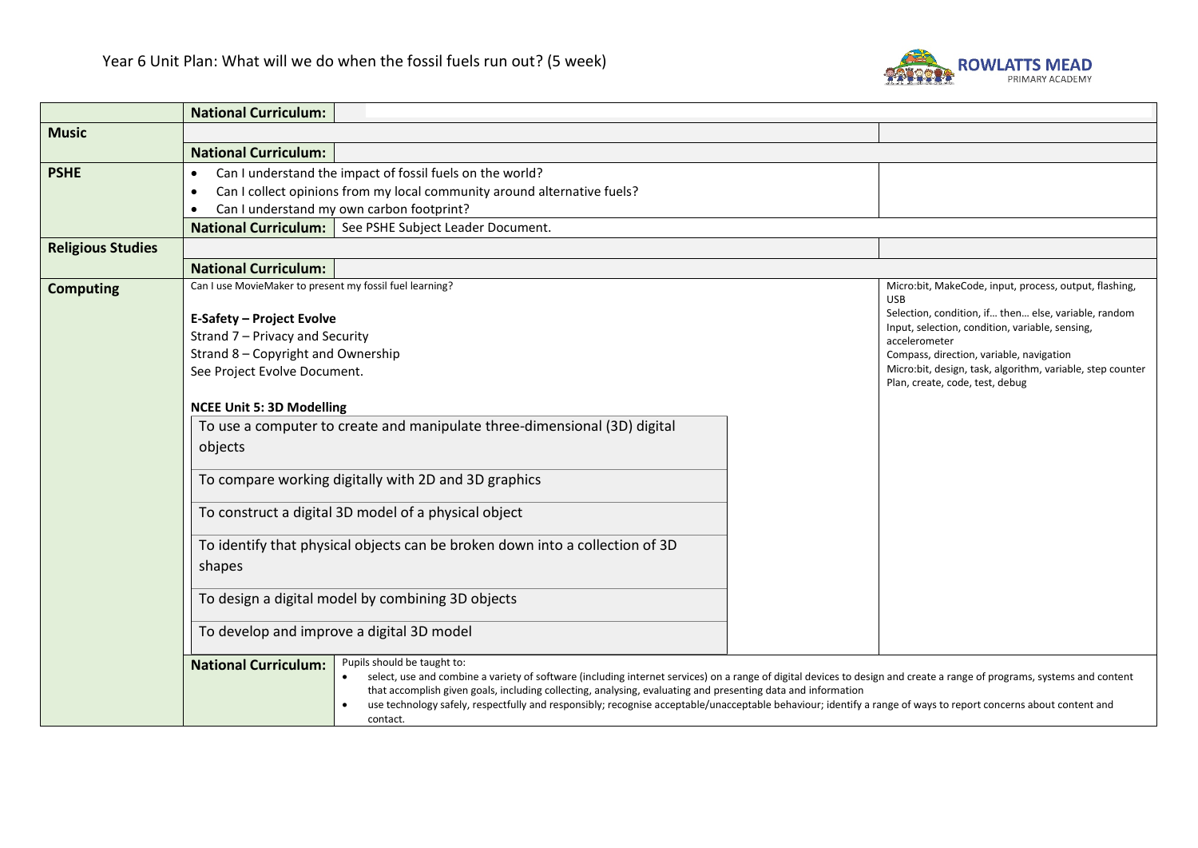Year 6 Unit Plan: What will we do when the fossil fuels run out? (5 week)

| | | |
|---|---|---|
| | **National Curriculum:** | |
| **Music** | | |
| | **National Curriculum:** | |
| **PSHE** | • Can I understand the impact of fossil fuels on the world?<br>• Can I collect opinions from my local community around alternative fuels?<br>• Can I understand my own carbon footprint? | |
| | **National Curriculum:** See PSHE Subject Leader Document. | |
| **Religious Studies** | | |
| | **National Curriculum:** | |
| **Computing** | Can I use MovieMaker to present my fossil fuel learning?<br><br>**E-Safety – Project Evolve**<br>Strand 7 – Privacy and Security<br>Strand 8 – Copyright and Ownership<br>See Project Evolve Document.<br><br>**NCEE Unit 5: 3D Modelling**<br>To use a computer to create and manipulate three-dimensional (3D) digital objects<br>To compare working digitally with 2D and 3D graphics<br>To construct a digital 3D model of a physical object<br>To identify that physical objects can be broken down into a collection of 3D shapes<br>To design a digital model by combining 3D objects<br>To develop and improve a digital 3D model | Micro:bit, MakeCode, input, process, output, flashing, USB<br>Selection, condition, if… then… else, variable, random<br>Input, selection, condition, variable, sensing, accelerometer<br>Compass, direction, variable, navigation<br>Micro:bit, design, task, algorithm, variable, step counter<br>Plan, create, code, test, debug |
| | **National Curriculum:** Pupils should be taught to:<br>• select, use and combine a variety of software (including internet services) on a range of digital devices to design and create a range of programs, systems and content that accomplish given goals, including collecting, analysing, evaluating and presenting data and information<br>• use technology safely, respectfully and responsibly; recognise acceptable/unacceptable behaviour; identify a range of ways to report concerns about content and contact. | |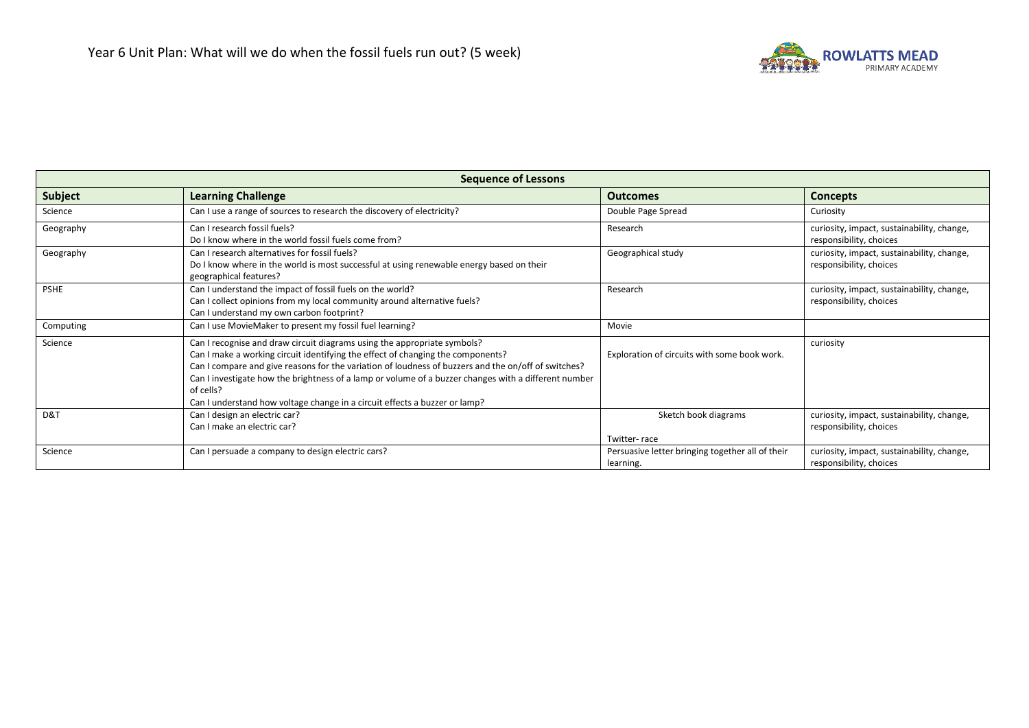# Year 6 Unit Plan: What will we do when the fossil fuels run out? (5 week)

ROWLATTS MEAD PRIMARY ACADEMY

| Sequence of Lessons | | | |
|---|---|---|---|
| **Subject** | **Learning Challenge** | **Outcomes** | **Concepts** |
| Science | Can I use a range of sources to research the discovery of electricity? | Double Page Spread | Curiosity |
| Geography | Can I research fossil fuels?<br>Do I know where in the world fossil fuels come from? | Research | curiosity, impact, sustainability, change, responsibility, choices |
| Geography | Can I research alternatives for fossil fuels?<br>Do I know where in the world is most successful at using renewable energy based on their geographical features? | Geographical study | curiosity, impact, sustainability, change, responsibility, choices |
| PSHE | Can I understand the impact of fossil fuels on the world?<br>Can I collect opinions from my local community around alternative fuels?<br>Can I understand my own carbon footprint? | Research | curiosity, impact, sustainability, change, responsibility, choices |
| Computing | Can I use MovieMaker to present my fossil fuel learning? | Movie | |
| Science | Can I recognise and draw circuit diagrams using the appropriate symbols?<br>Can I make a working circuit identifying the effect of changing the components?<br>Can I compare and give reasons for the variation of loudness of buzzers and the on/off of switches?<br>Can I investigate how the brightness of a lamp or volume of a buzzer changes with a different number of cells?<br>Can I understand how voltage change in a circuit effects a buzzer or lamp? | Exploration of circuits with some book work. | curiosity |
| D&T | Can I design an electric car?<br>Can I make an electric car? | Sketch book diagrams<br><br>Twitter- race | curiosity, impact, sustainability, change, responsibility, choices |
| Science | Can I persuade a company to design electric cars? | Persuasive letter bringing together all of their learning. | curiosity, impact, sustainability, change, responsibility, choices |